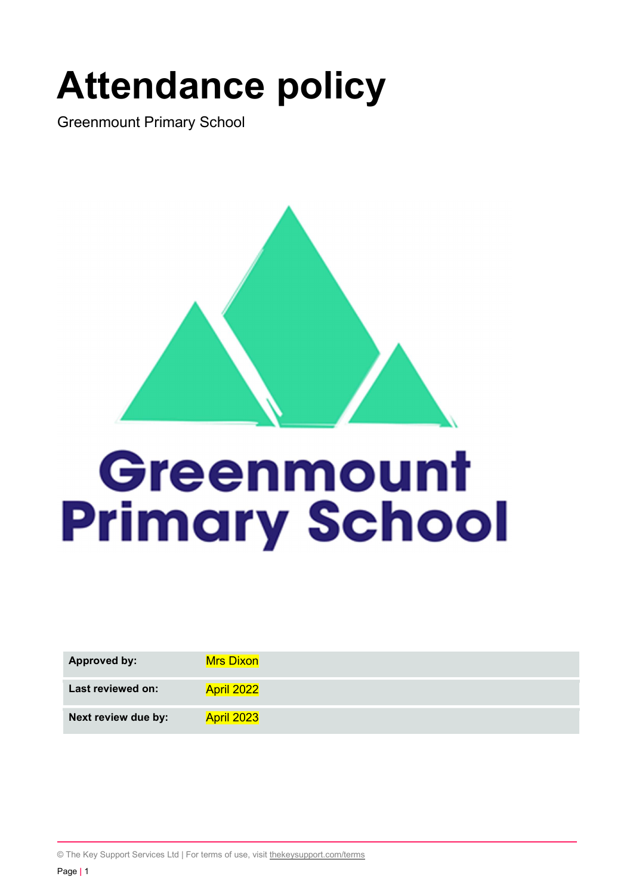# Attendance policy

Greenmount Primary School

| | |
|---|---|
| **Approved by:** | Mrs Dixon |
| **Last reviewed on:** | April 2022 |
| **Next review due by:** | April 2023 |

© The Key Support Services Ltd | For terms of use, visit thekeysupport.com/terms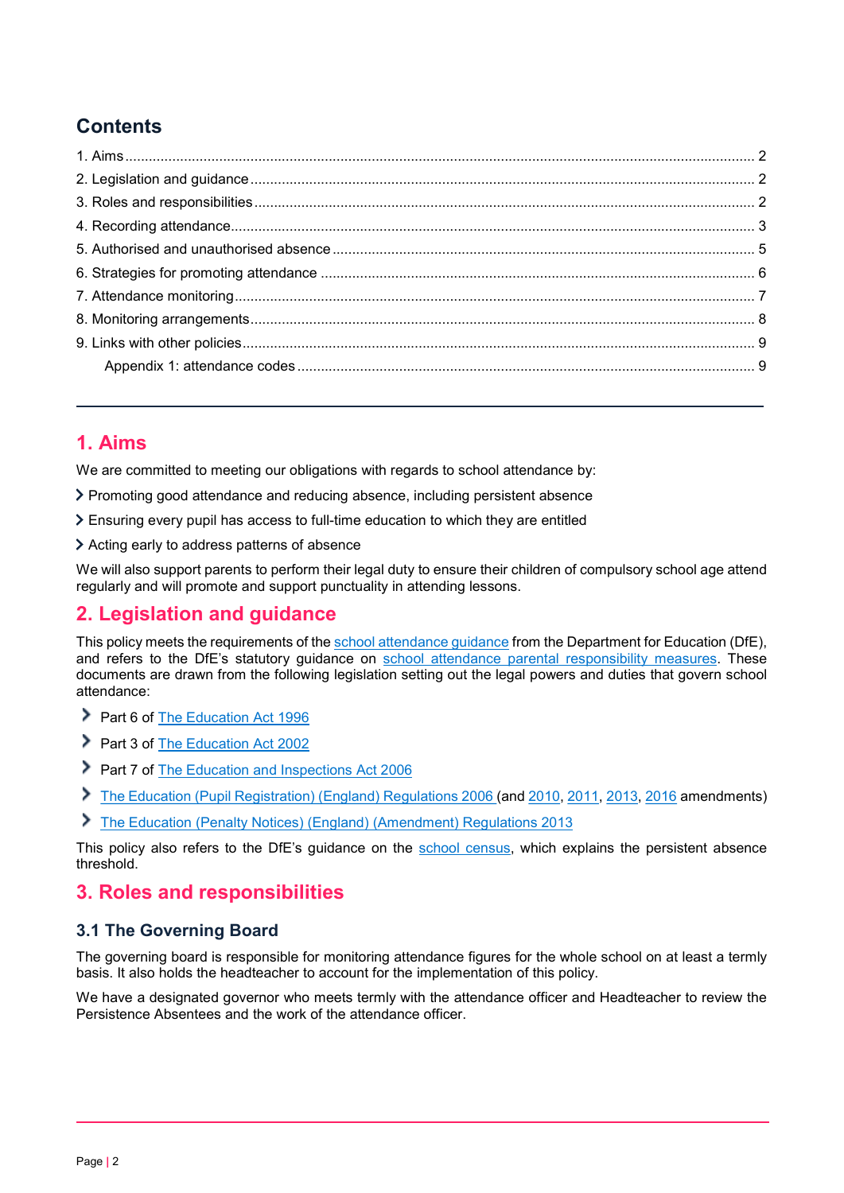## Contents

1. Aims .......... 2
2. Legislation and guidance .......... 2
3. Roles and responsibilities .......... 2
4. Recording attendance .......... 3
5. Authorised and unauthorised absence .......... 5
6. Strategies for promoting attendance .......... 6
7. Attendance monitoring .......... 7
8. Monitoring arrangements .......... 8
9. Links with other policies .......... 9
   Appendix 1: attendance codes .......... 9

---

## 1. Aims

We are committed to meeting our obligations with regards to school attendance by:

- Promoting good attendance and reducing absence, including persistent absence
- Ensuring every pupil has access to full-time education to which they are entitled
- Acting early to address patterns of absence

We will also support parents to perform their legal duty to ensure their children of compulsory school age attend regularly and will promote and support punctuality in attending lessons.

## 2. Legislation and guidance

This policy meets the requirements of the school attendance guidance from the Department for Education (DfE), and refers to the DfE's statutory guidance on school attendance parental responsibility measures. These documents are drawn from the following legislation setting out the legal powers and duties that govern school attendance:

- Part 6 of The Education Act 1996
- Part 3 of The Education Act 2002
- Part 7 of The Education and Inspections Act 2006
- The Education (Pupil Registration) (England) Regulations 2006 (and 2010, 2011, 2013, 2016 amendments)
- The Education (Penalty Notices) (England) (Amendment) Regulations 2013

This policy also refers to the DfE's guidance on the school census, which explains the persistent absence threshold.

## 3. Roles and responsibilities

### 3.1 The Governing Board

The governing board is responsible for monitoring attendance figures for the whole school on at least a termly basis. It also holds the headteacher to account for the implementation of this policy.

We have a designated governor who meets termly with the attendance officer and Headteacher to review the Persistence Absentees and the work of the attendance officer.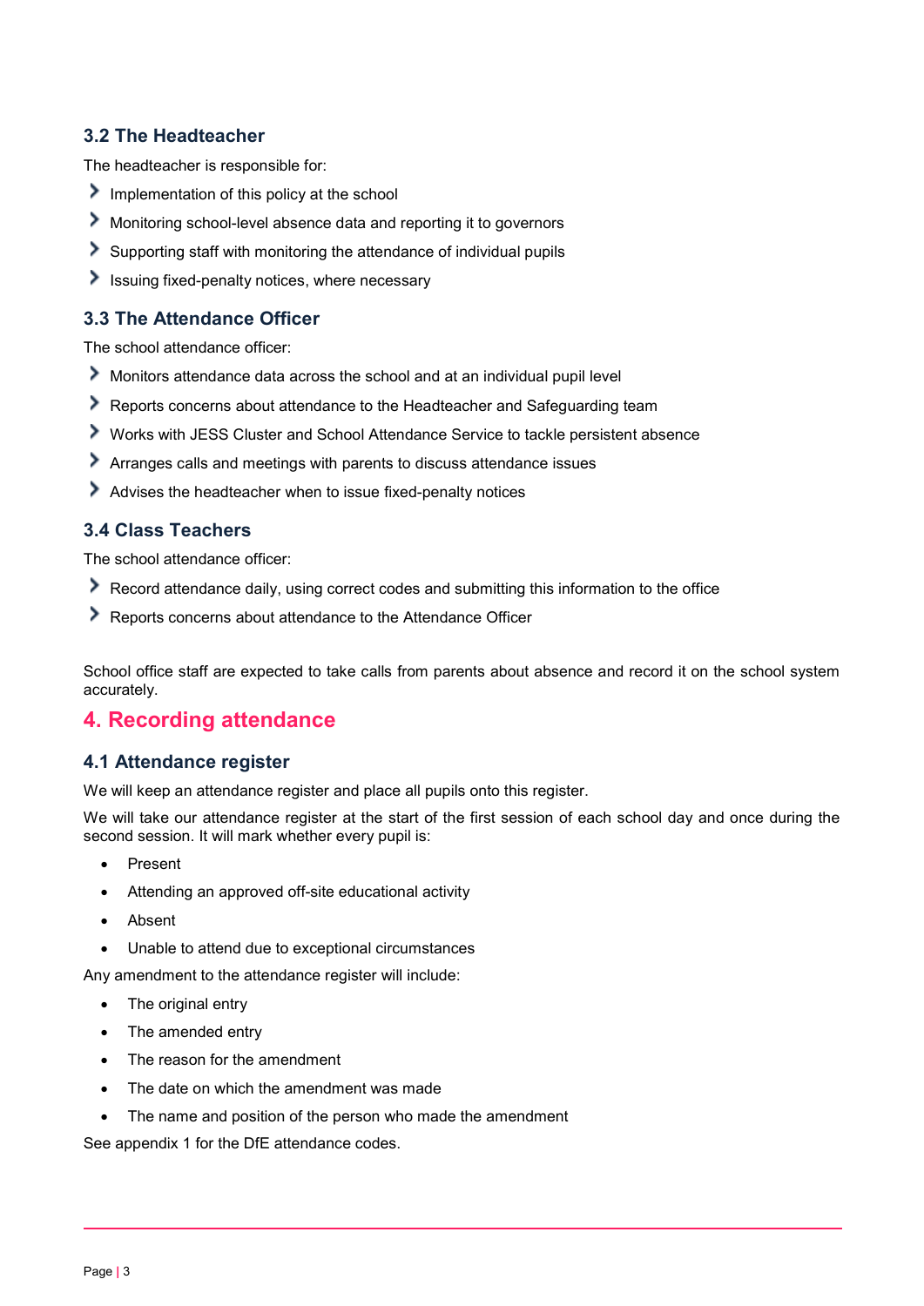### 3.2 The Headteacher

The headteacher is responsible for:

- Implementation of this policy at the school
- Monitoring school-level absence data and reporting it to governors
- Supporting staff with monitoring the attendance of individual pupils
- Issuing fixed-penalty notices, where necessary

### 3.3 The Attendance Officer

The school attendance officer:

- Monitors attendance data across the school and at an individual pupil level
- Reports concerns about attendance to the Headteacher and Safeguarding team
- Works with JESS Cluster and School Attendance Service to tackle persistent absence
- Arranges calls and meetings with parents to discuss attendance issues
- Advises the headteacher when to issue fixed-penalty notices

### 3.4 Class Teachers

The school attendance officer:

- Record attendance daily, using correct codes and submitting this information to the office
- Reports concerns about attendance to the Attendance Officer

School office staff are expected to take calls from parents about absence and record it on the school system accurately.

## 4. Recording attendance

### 4.1 Attendance register

We will keep an attendance register and place all pupils onto this register.

We will take our attendance register at the start of the first session of each school day and once during the second session. It will mark whether every pupil is:

- Present
- Attending an approved off-site educational activity
- Absent
- Unable to attend due to exceptional circumstances

Any amendment to the attendance register will include:

- The original entry
- The amended entry
- The reason for the amendment
- The date on which the amendment was made
- The name and position of the person who made the amendment

See appendix 1 for the DfE attendance codes.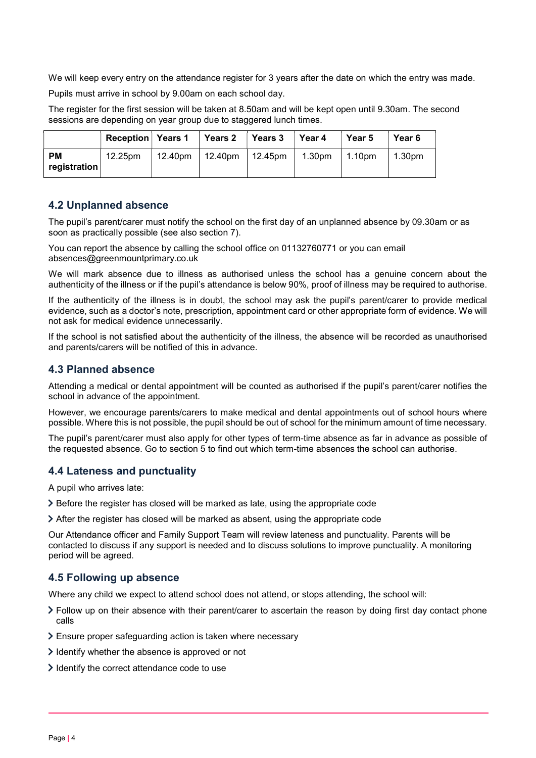We will keep every entry on the attendance register for 3 years after the date on which the entry was made.

Pupils must arrive in school by 9.00am on each school day.

The register for the first session will be taken at 8.50am and will be kept open until 9.30am. The second sessions are depending on year group due to staggered lunch times.

| | Reception | Years 1 | Years 2 | Years 3 | Year 4 | Year 5 | Year 6 |
|---|---|---|---|---|---|---|---|
| **PM registration** | 12.25pm | 12.40pm | 12.40pm | 12.45pm | 1.30pm | 1.10pm | 1.30pm |

## 4.2 Unplanned absence

The pupil's parent/carer must notify the school on the first day of an unplanned absence by 09.30am or as soon as practically possible (see also section 7).

You can report the absence by calling the school office on 01132760771 or you can email absences@greenmountprimary.co.uk

We will mark absence due to illness as authorised unless the school has a genuine concern about the authenticity of the illness or if the pupil's attendance is below 90%, proof of illness may be required to authorise.

If the authenticity of the illness is in doubt, the school may ask the pupil's parent/carer to provide medical evidence, such as a doctor's note, prescription, appointment card or other appropriate form of evidence. We will not ask for medical evidence unnecessarily.

If the school is not satisfied about the authenticity of the illness, the absence will be recorded as unauthorised and parents/carers will be notified of this in advance.

## 4.3 Planned absence

Attending a medical or dental appointment will be counted as authorised if the pupil's parent/carer notifies the school in advance of the appointment.

However, we encourage parents/carers to make medical and dental appointments out of school hours where possible. Where this is not possible, the pupil should be out of school for the minimum amount of time necessary.

The pupil's parent/carer must also apply for other types of term-time absence as far in advance as possible of the requested absence. Go to section 5 to find out which term-time absences the school can authorise.

## 4.4 Lateness and punctuality

A pupil who arrives late:

- Before the register has closed will be marked as late, using the appropriate code
- After the register has closed will be marked as absent, using the appropriate code

Our Attendance officer and Family Support Team will review lateness and punctuality. Parents will be contacted to discuss if any support is needed and to discuss solutions to improve punctuality. A monitoring period will be agreed.

## 4.5 Following up absence

Where any child we expect to attend school does not attend, or stops attending, the school will:

- Follow up on their absence with their parent/carer to ascertain the reason by doing first day contact phone calls
- Ensure proper safeguarding action is taken where necessary
- Identify whether the absence is approved or not
- Identify the correct attendance code to use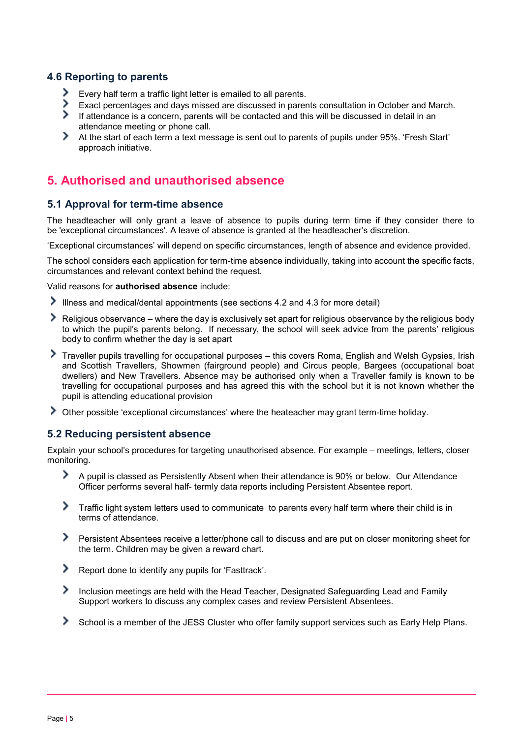### 4.6 Reporting to parents

- Every half term a traffic light letter is emailed to all parents.
- Exact percentages and days missed are discussed in parents consultation in October and March.
- If attendance is a concern, parents will be contacted and this will be discussed in detail in an attendance meeting or phone call.
- At the start of each term a text message is sent out to parents of pupils under 95%. 'Fresh Start' approach initiative.

## 5. Authorised and unauthorised absence

### 5.1 Approval for term-time absence

The headteacher will only grant a leave of absence to pupils during term time if they consider there to be 'exceptional circumstances'. A leave of absence is granted at the headteacher's discretion.

'Exceptional circumstances' will depend on specific circumstances, length of absence and evidence provided.

The school considers each application for term-time absence individually, taking into account the specific facts, circumstances and relevant context behind the request.

Valid reasons for **authorised absence** include:

- Illness and medical/dental appointments (see sections 4.2 and 4.3 for more detail)
- Religious observance – where the day is exclusively set apart for religious observance by the religious body to which the pupil's parents belong. If necessary, the school will seek advice from the parents' religious body to confirm whether the day is set apart
- Traveller pupils travelling for occupational purposes – this covers Roma, English and Welsh Gypsies, Irish and Scottish Travellers, Showmen (fairground people) and Circus people, Bargees (occupational boat dwellers) and New Travellers. Absence may be authorised only when a Traveller family is known to be travelling for occupational purposes and has agreed this with the school but it is not known whether the pupil is attending educational provision
- Other possible 'exceptional circumstances' where the heateacher may grant term-time holiday.

### 5.2 Reducing persistent absence

Explain your school's procedures for targeting unauthorised absence. For example – meetings, letters, closer monitoring.

- A pupil is classed as Persistently Absent when their attendance is 90% or below. Our Attendance Officer performs several half- termly data reports including Persistent Absentee report.
- Traffic light system letters used to communicate to parents every half term where their child is in terms of attendance.
- Persistent Absentees receive a letter/phone call to discuss and are put on closer monitoring sheet for the term. Children may be given a reward chart.
- Report done to identify any pupils for 'Fasttrack'.
- Inclusion meetings are held with the Head Teacher, Designated Safeguarding Lead and Family Support workers to discuss any complex cases and review Persistent Absentees.
- School is a member of the JESS Cluster who offer family support services such as Early Help Plans.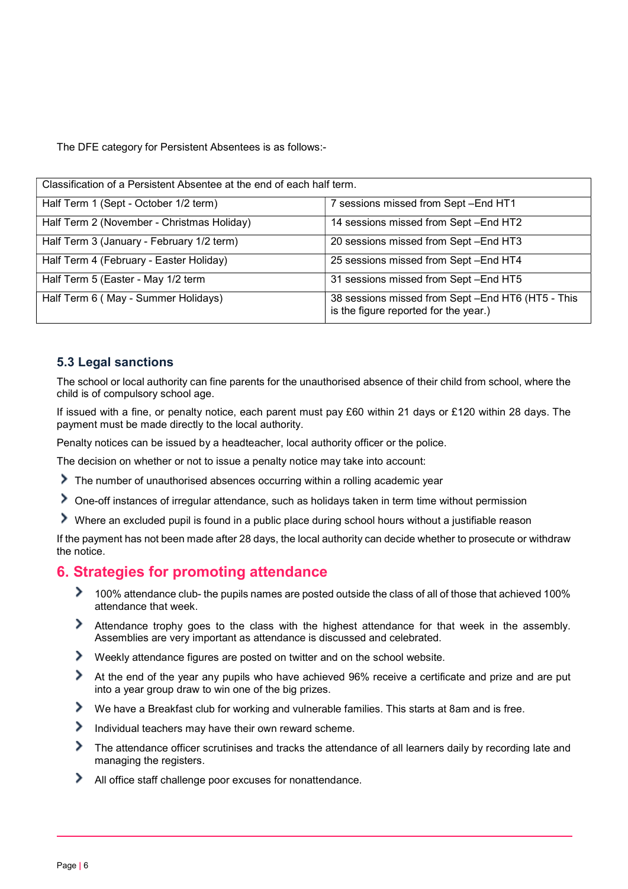The DFE category for Persistent Absentees is as follows:-

| Classification of a Persistent Absentee at the end of each half term. | |
|---|---|
| Half Term 1 (Sept - October 1/2 term) | 7 sessions missed from Sept –End HT1 |
| Half Term 2 (November - Christmas Holiday) | 14 sessions missed from Sept –End HT2 |
| Half Term 3 (January - February 1/2 term) | 20 sessions missed from Sept –End HT3 |
| Half Term 4 (February - Easter Holiday) | 25 sessions missed from Sept –End HT4 |
| Half Term 5 (Easter - May 1/2 term | 31 sessions missed from Sept –End HT5 |
| Half Term 6 ( May - Summer Holidays) | 38 sessions missed from Sept –End HT6 (HT5 - This is the figure reported for the year.) |

### 5.3 Legal sanctions

The school or local authority can fine parents for the unauthorised absence of their child from school, where the child is of compulsory school age.

If issued with a fine, or penalty notice, each parent must pay £60 within 21 days or £120 within 28 days. The payment must be made directly to the local authority.

Penalty notices can be issued by a headteacher, local authority officer or the police.

The decision on whether or not to issue a penalty notice may take into account:

- The number of unauthorised absences occurring within a rolling academic year
- One-off instances of irregular attendance, such as holidays taken in term time without permission
- Where an excluded pupil is found in a public place during school hours without a justifiable reason

If the payment has not been made after 28 days, the local authority can decide whether to prosecute or withdraw the notice.

## 6. Strategies for promoting attendance

- 100% attendance club- the pupils names are posted outside the class of all of those that achieved 100% attendance that week.
- Attendance trophy goes to the class with the highest attendance for that week in the assembly. Assemblies are very important as attendance is discussed and celebrated.
- Weekly attendance figures are posted on twitter and on the school website.
- At the end of the year any pupils who have achieved 96% receive a certificate and prize and are put into a year group draw to win one of the big prizes.
- We have a Breakfast club for working and vulnerable families. This starts at 8am and is free.
- Individual teachers may have their own reward scheme.
- The attendance officer scrutinises and tracks the attendance of all learners daily by recording late and managing the registers.
- All office staff challenge poor excuses for nonattendance.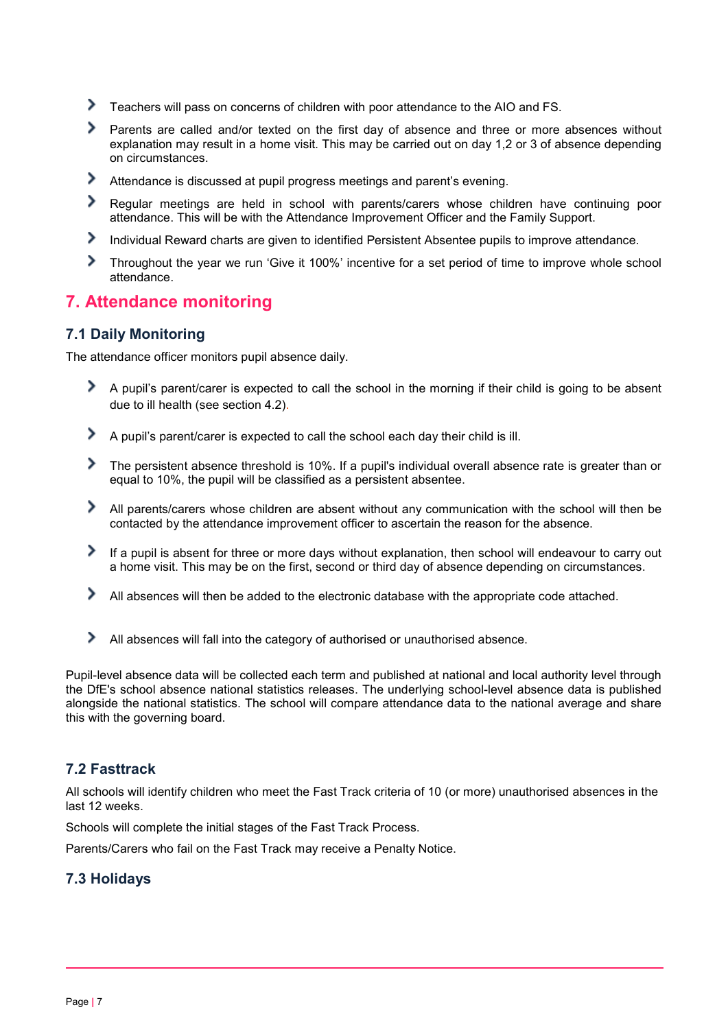- Teachers will pass on concerns of children with poor attendance to the AIO and FS.
- Parents are called and/or texted on the first day of absence and three or more absences without explanation may result in a home visit. This may be carried out on day 1,2 or 3 of absence depending on circumstances.
- Attendance is discussed at pupil progress meetings and parent's evening.
- Regular meetings are held in school with parents/carers whose children have continuing poor attendance. This will be with the Attendance Improvement Officer and the Family Support.
- Individual Reward charts are given to identified Persistent Absentee pupils to improve attendance.
- Throughout the year we run 'Give it 100%' incentive for a set period of time to improve whole school attendance.

## 7. Attendance monitoring

### 7.1 Daily Monitoring

The attendance officer monitors pupil absence daily.

- A pupil's parent/carer is expected to call the school in the morning if their child is going to be absent due to ill health (see section 4.2).
- A pupil's parent/carer is expected to call the school each day their child is ill.
- The persistent absence threshold is 10%. If a pupil's individual overall absence rate is greater than or equal to 10%, the pupil will be classified as a persistent absentee.
- All parents/carers whose children are absent without any communication with the school will then be contacted by the attendance improvement officer to ascertain the reason for the absence.
- If a pupil is absent for three or more days without explanation, then school will endeavour to carry out a home visit. This may be on the first, second or third day of absence depending on circumstances.
- All absences will then be added to the electronic database with the appropriate code attached.
- All absences will fall into the category of authorised or unauthorised absence.

Pupil-level absence data will be collected each term and published at national and local authority level through the DfE's school absence national statistics releases. The underlying school-level absence data is published alongside the national statistics. The school will compare attendance data to the national average and share this with the governing board.

### 7.2 Fasttrack

All schools will identify children who meet the Fast Track criteria of 10 (or more) unauthorised absences in the last 12 weeks.

Schools will complete the initial stages of the Fast Track Process.

Parents/Carers who fail on the Fast Track may receive a Penalty Notice.

### 7.3 Holidays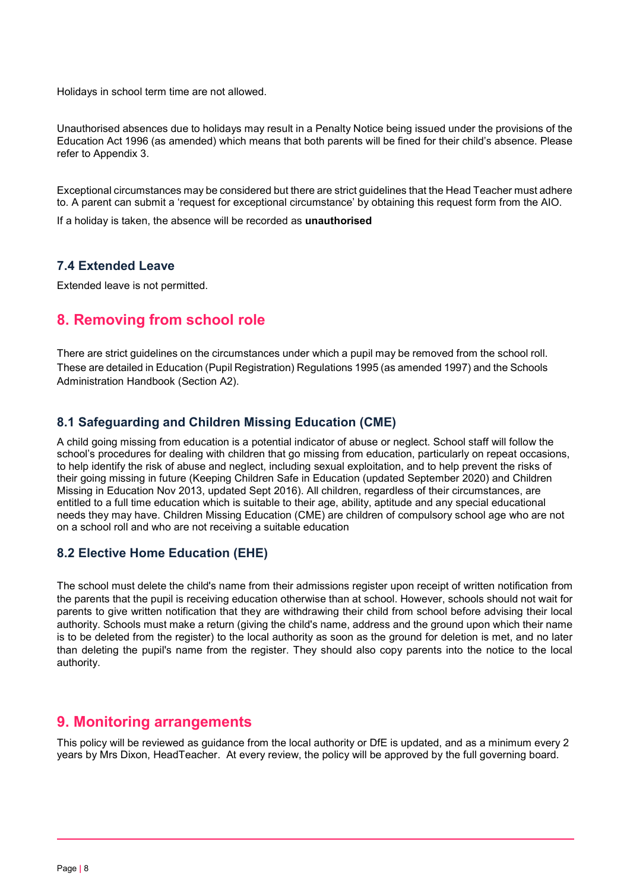Holidays in school term time are not allowed.

Unauthorised absences due to holidays may result in a Penalty Notice being issued under the provisions of the Education Act 1996 (as amended) which means that both parents will be fined for their child's absence. Please refer to Appendix 3.

Exceptional circumstances may be considered but there are strict guidelines that the Head Teacher must adhere to. A parent can submit a 'request for exceptional circumstance' by obtaining this request form from the AIO.

If a holiday is taken, the absence will be recorded as **unauthorised**

### 7.4 Extended Leave

Extended leave is not permitted.

## 8. Removing from school role

There are strict guidelines on the circumstances under which a pupil may be removed from the school roll. These are detailed in Education (Pupil Registration) Regulations 1995 (as amended 1997) and the Schools Administration Handbook (Section A2).

### 8.1 Safeguarding and Children Missing Education (CME)

A child going missing from education is a potential indicator of abuse or neglect. School staff will follow the school's procedures for dealing with children that go missing from education, particularly on repeat occasions, to help identify the risk of abuse and neglect, including sexual exploitation, and to help prevent the risks of their going missing in future (Keeping Children Safe in Education (updated September 2020) and Children Missing in Education Nov 2013, updated Sept 2016). All children, regardless of their circumstances, are entitled to a full time education which is suitable to their age, ability, aptitude and any special educational needs they may have. Children Missing Education (CME) are children of compulsory school age who are not on a school roll and who are not receiving a suitable education

### 8.2 Elective Home Education (EHE)

The school must delete the child's name from their admissions register upon receipt of written notification from the parents that the pupil is receiving education otherwise than at school. However, schools should not wait for parents to give written notification that they are withdrawing their child from school before advising their local authority. Schools must make a return (giving the child's name, address and the ground upon which their name is to be deleted from the register) to the local authority as soon as the ground for deletion is met, and no later than deleting the pupil's name from the register. They should also copy parents into the notice to the local authority.

## 9. Monitoring arrangements

This policy will be reviewed as guidance from the local authority or DfE is updated, and as a minimum every 2 years by Mrs Dixon, HeadTeacher. At every review, the policy will be approved by the full governing board.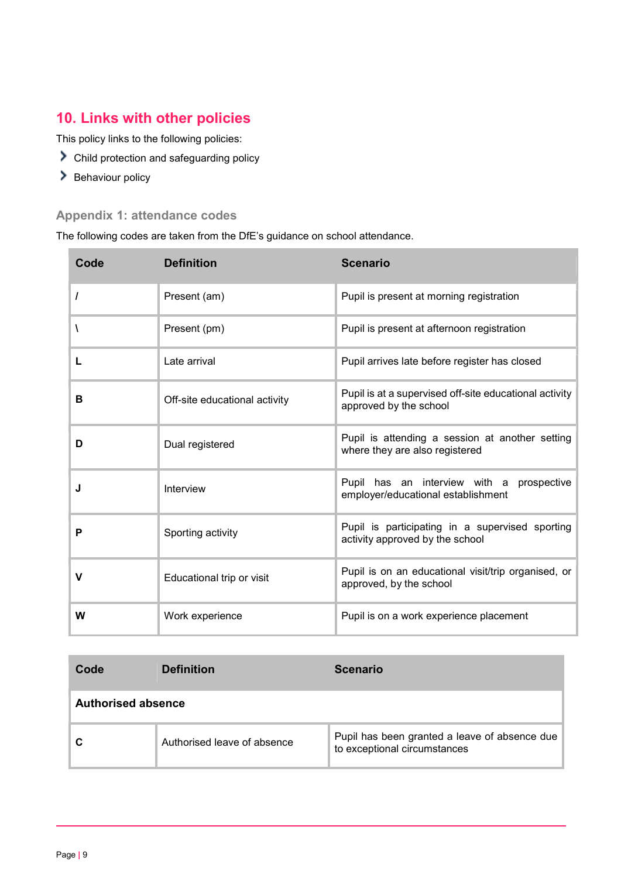## 10. Links with other policies

This policy links to the following policies:

- Child protection and safeguarding policy
- Behaviour policy

### Appendix 1: attendance codes

The following codes are taken from the DfE's guidance on school attendance.

| Code | Definition | Scenario |
|---|---|---|
| **/** | Present (am) | Pupil is present at morning registration |
| **\** | Present (pm) | Pupil is present at afternoon registration |
| **L** | Late arrival | Pupil arrives late before register has closed |
| **B** | Off-site educational activity | Pupil is at a supervised off-site educational activity approved by the school |
| **D** | Dual registered | Pupil is attending a session at another setting where they are also registered |
| **J** | Interview | Pupil has an interview with a prospective employer/educational establishment |
| **P** | Sporting activity | Pupil is participating in a supervised sporting activity approved by the school |
| **V** | Educational trip or visit | Pupil is on an educational visit/trip organised, or approved, by the school |
| **W** | Work experience | Pupil is on a work experience placement |

| Code | Definition | Scenario |
|---|---|---|
| **Authorised absence** | | |
| **C** | Authorised leave of absence | Pupil has been granted a leave of absence due to exceptional circumstances |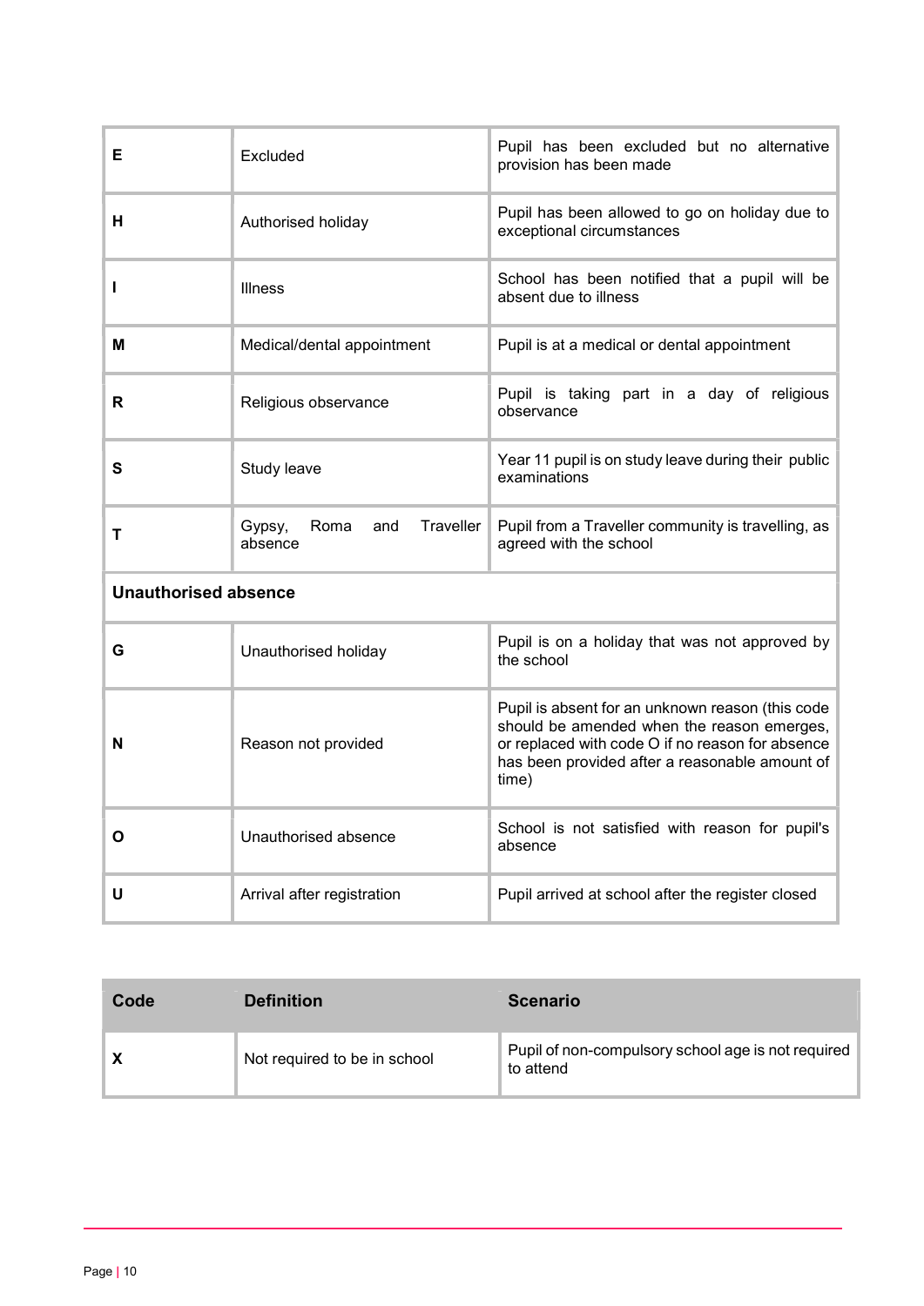| | | |
|---|---|---|
| **E** | Excluded | Pupil has been excluded but no alternative provision has been made |
| **H** | Authorised holiday | Pupil has been allowed to go on holiday due to exceptional circumstances |
| **I** | Illness | School has been notified that a pupil will be absent due to illness |
| **M** | Medical/dental appointment | Pupil is at a medical or dental appointment |
| **R** | Religious observance | Pupil is taking part in a day of religious observance |
| **S** | Study leave | Year 11 pupil is on study leave during their public examinations |
| **T** | Gypsy, Roma and Traveller absence | Pupil from a Traveller community is travelling, as agreed with the school |
| **Unauthorised absence** | | |
| **G** | Unauthorised holiday | Pupil is on a holiday that was not approved by the school |
| **N** | Reason not provided | Pupil is absent for an unknown reason (this code should be amended when the reason emerges, or replaced with code O if no reason for absence has been provided after a reasonable amount of time) |
| **O** | Unauthorised absence | School is not satisfied with reason for pupil's absence |
| **U** | Arrival after registration | Pupil arrived at school after the register closed |

| Code | Definition | Scenario |
|---|---|---|
| **X** | Not required to be in school | Pupil of non-compulsory school age is not required to attend |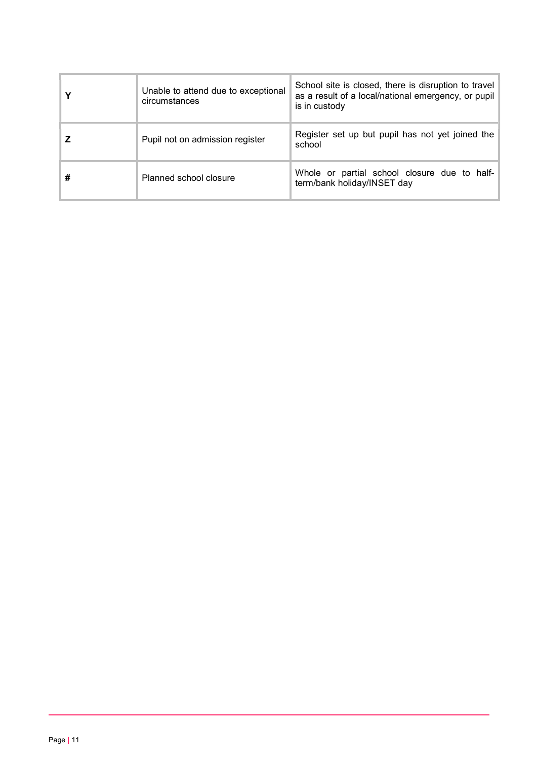| | | |
|---|---|---|
| **Y** | Unable to attend due to exceptional circumstances | School site is closed, there is disruption to travel as a result of a local/national emergency, or pupil is in custody |
| **Z** | Pupil not on admission register | Register set up but pupil has not yet joined the school |
| **#** | Planned school closure | Whole or partial school closure due to half-term/bank holiday/INSET day |